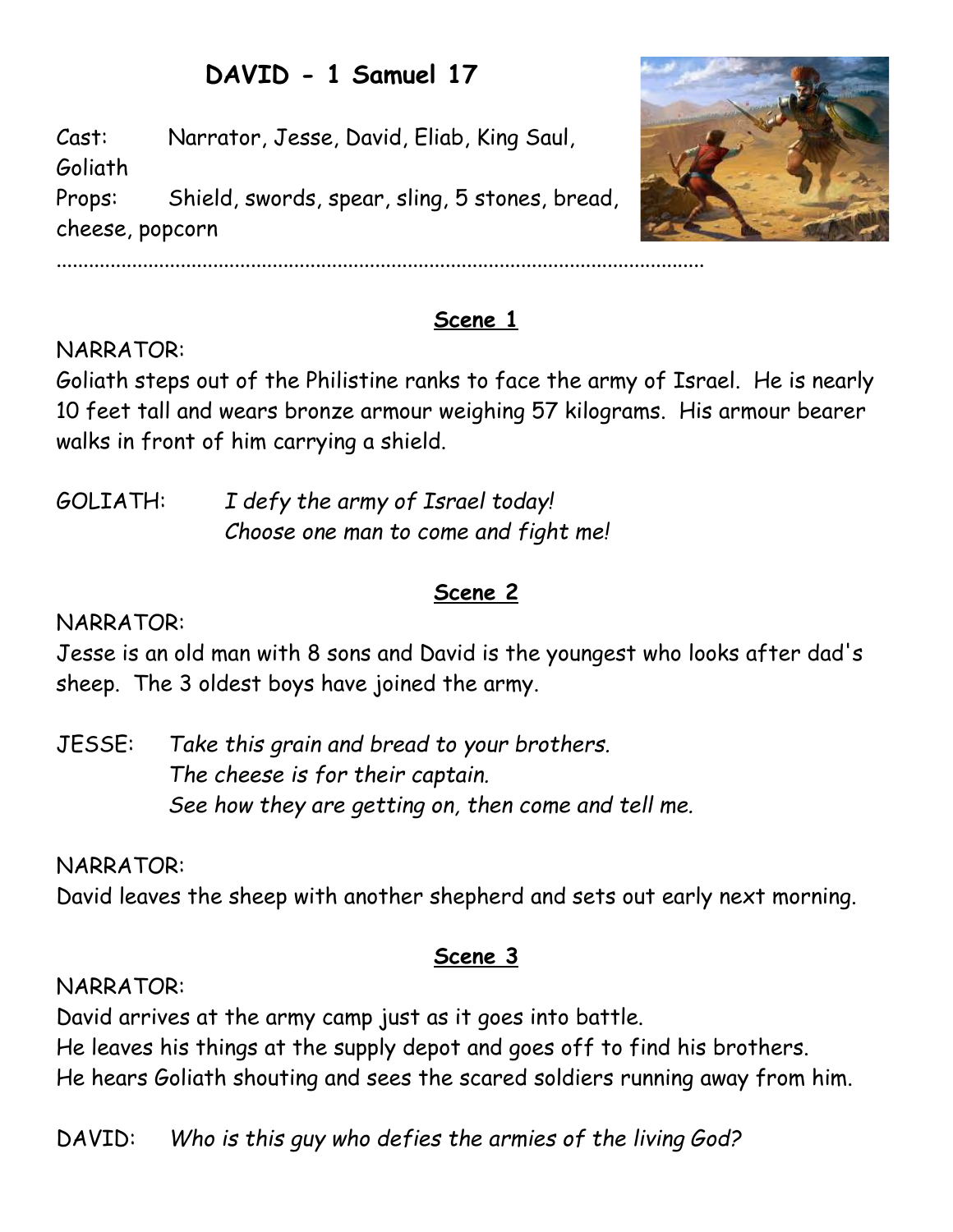# DAVID - 1 Samuel 17

Cast: Narrator, Jesse, David, Eliab, King Saul, Goliath

Props: Shield, swords, spear, sling, 5 stones, bread, cheese, popcorn

---

## Scene 1

NARRATOR:
Goliath steps out of the Philistine ranks to face the army of Israel. He is nearly 10 feet tall and wears bronze armour weighing 57 kilograms. His armour bearer walks in front of him carrying a shield.

GOLIATH: *I defy the army of Israel today!*
*Choose one man to come and fight me!*

## Scene 2

NARRATOR:
Jesse is an old man with 8 sons and David is the youngest who looks after dad's sheep. The 3 oldest boys have joined the army.

JESSE: *Take this grain and bread to your brothers.*
*The cheese is for their captain.*
*See how they are getting on, then come and tell me.*

NARRATOR:
David leaves the sheep with another shepherd and sets out early next morning.

## Scene 3

NARRATOR:
David arrives at the army camp just as it goes into battle.
He leaves his things at the supply depot and goes off to find his brothers.
He hears Goliath shouting and sees the scared soldiers running away from him.

DAVID: *Who is this guy who defies the armies of the living God?*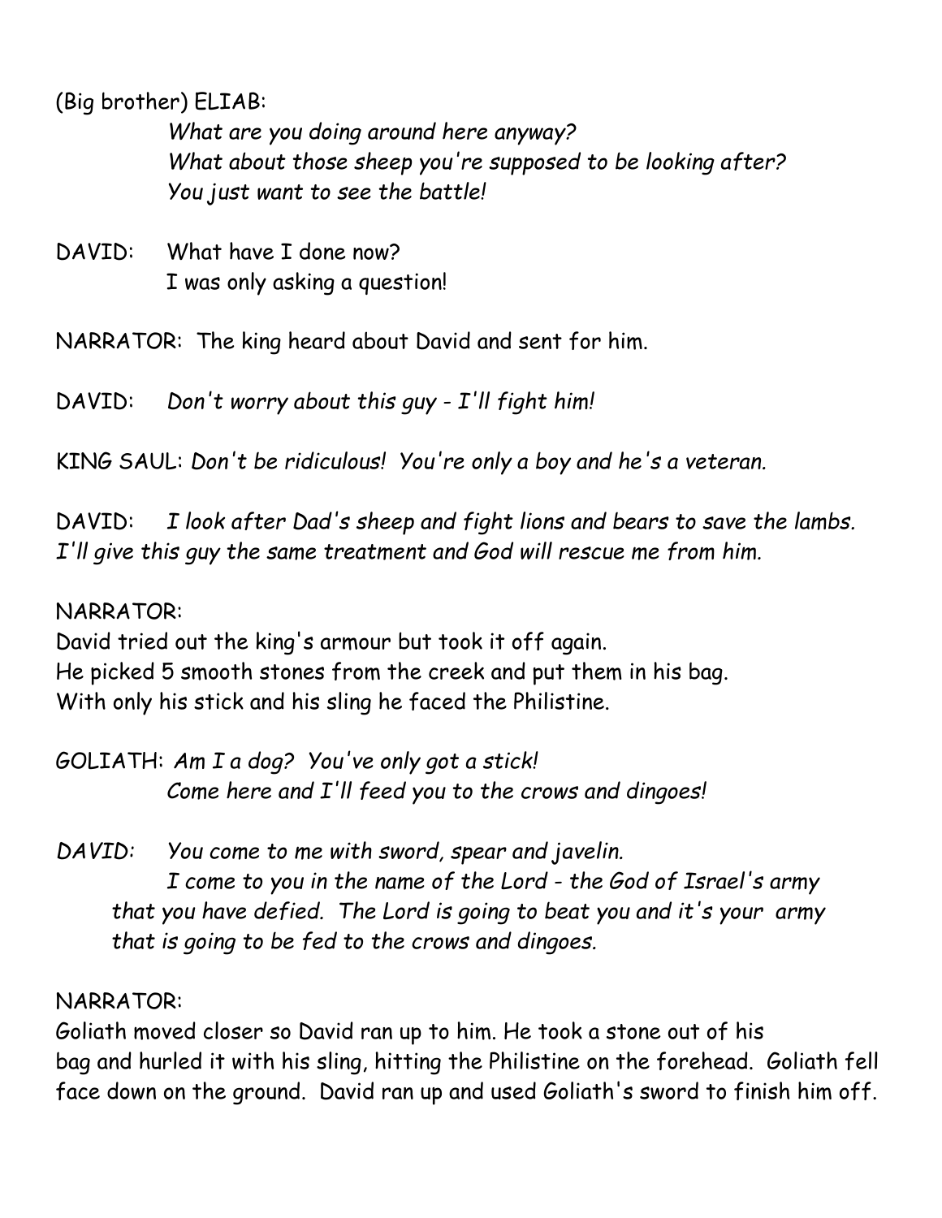(Big brother) ELIAB:

*What are you doing around here anyway?*
*What about those sheep you're supposed to be looking after?*
*You just want to see the battle!*

DAVID: What have I done now?
I was only asking a question!

NARRATOR: The king heard about David and sent for him.

DAVID: *Don't worry about this guy - I'll fight him!*

KING SAUL: *Don't be ridiculous! You're only a boy and he's a veteran.*

DAVID: *I look after Dad's sheep and fight lions and bears to save the lambs. I'll give this guy the same treatment and God will rescue me from him.*

NARRATOR:
David tried out the king's armour but took it off again.
He picked 5 smooth stones from the creek and put them in his bag.
With only his stick and his sling he faced the Philistine.

GOLIATH: *Am I a dog? You've only got a stick!*
*Come here and I'll feed you to the crows and dingoes!*

*DAVID: You come to me with sword, spear and javelin.*
*I come to you in the name of the Lord - the God of Israel's army that you have defied. The Lord is going to beat you and it's your army that is going to be fed to the crows and dingoes.*

NARRATOR:
Goliath moved closer so David ran up to him. He took a stone out of his bag and hurled it with his sling, hitting the Philistine on the forehead. Goliath fell face down on the ground. David ran up and used Goliath's sword to finish him off.